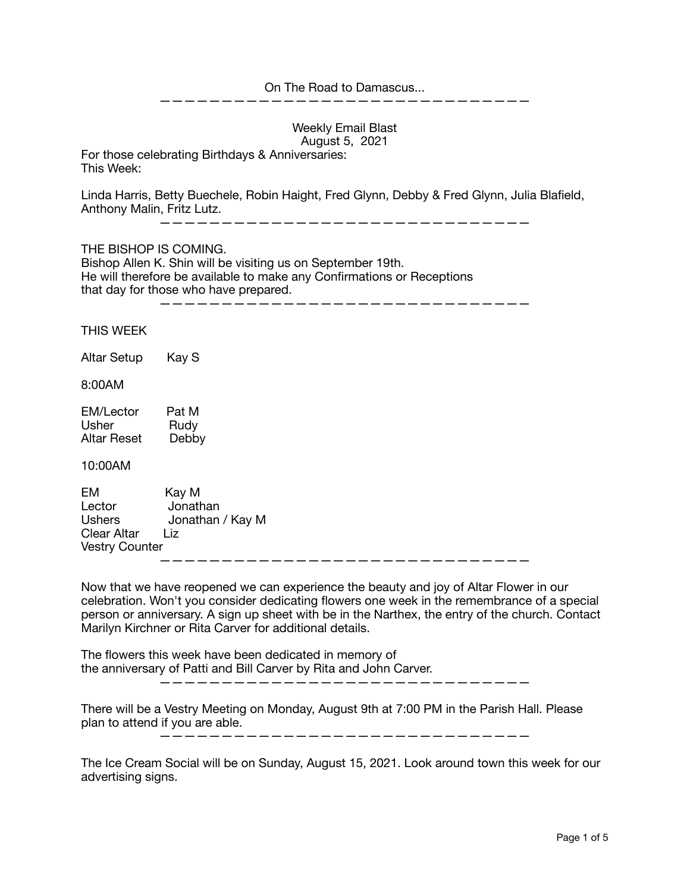On The Road to Damascus...

---

Weekly Email Blast
August 5, 2021

For those celebrating Birthdays & Anniversaries:
This Week:

Linda Harris, Betty Buechele, Robin Haight, Fred Glynn, Debby & Fred Glynn, Julia Blafield, Anthony Malin, Fritz Lutz.

---

THE BISHOP IS COMING.
Bishop Allen K. Shin will be visiting us on September 19th.
He will therefore be available to make any Confirmations or Receptions
that day for those who have prepared.

---

THIS WEEK

Altar Setup Kay S

8:00AM

EM/Lector Pat M
Usher Rudy
Altar Reset Debby

10:00AM

EM Kay M
Lector Jonathan
Ushers Jonathan / Kay M
Clear Altar Liz
Vestry Counter

---

Now that we have reopened we can experience the beauty and joy of Altar Flower in our celebration. Won't you consider dedicating flowers one week in the remembrance of a special person or anniversary. A sign up sheet with be in the Narthex, the entry of the church. Contact Marilyn Kirchner or Rita Carver for additional details.

The flowers this week have been dedicated in memory of
the anniversary of Patti and Bill Carver by Rita and John Carver.

---

There will be a Vestry Meeting on Monday, August 9th at 7:00 PM in the Parish Hall. Please plan to attend if you are able.

---

The Ice Cream Social will be on Sunday, August 15, 2021. Look around town this week for our advertising signs.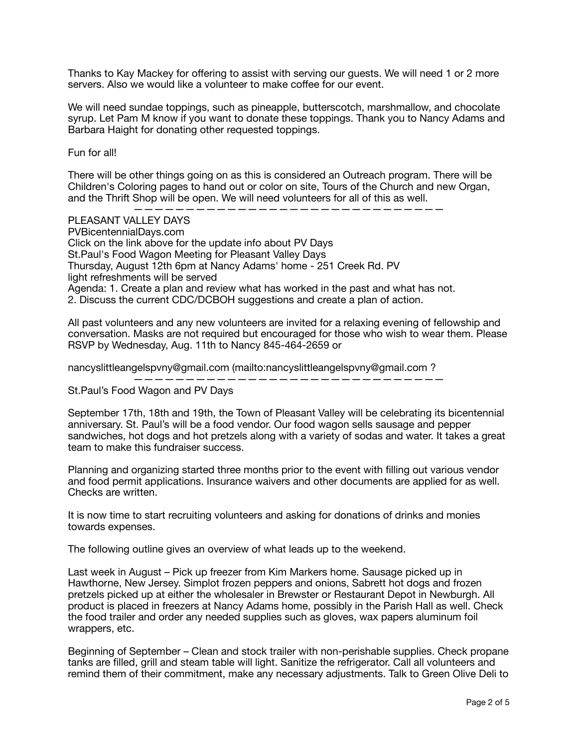Thanks to Kay Mackey for offering to assist with serving our guests. We will need 1 or 2 more servers. Also we would like a volunteer to make coffee for our event.

We will need sundae toppings, such as pineapple, butterscotch, marshmallow, and chocolate syrup. Let Pam M know if you want to donate these toppings. Thank you to Nancy Adams and Barbara Haight for donating other requested toppings.

Fun for all!

There will be other things going on as this is considered an Outreach program. There will be Children's Coloring pages to hand out or color on site, Tours of the Church and new Organ, and the Thrift Shop will be open. We will need volunteers for all of this as well.

———————————————————————————————

PLEASANT VALLEY DAYS  
PVBicentennialDays.com  
Click on the link above for the update info about PV Days  
St.Paul's Food Wagon Meeting for Pleasant Valley Days  
Thursday, August 12th 6pm at Nancy Adams' home - 251 Creek Rd. PV  
light refreshments will be served  
Agenda: 1. Create a plan and review what has worked in the past and what has not.  
2. Discuss the current CDC/DCBOH suggestions and create a plan of action.

All past volunteers and any new volunteers are invited for a relaxing evening of fellowship and conversation. Masks are not required but encouraged for those who wish to wear them. Please RSVP by Wednesday, Aug. 11th to Nancy 845-464-2659 or

nancyslittleangelspvny@gmail.com (mailto:nancyslittleangelspvny@gmail.com ?

———————————————————————————————

St.Paul's Food Wagon and PV Days

September 17th, 18th and 19th, the Town of Pleasant Valley will be celebrating its bicentennial anniversary. St. Paul's will be a food vendor. Our food wagon sells sausage and pepper sandwiches, hot dogs and hot pretzels along with a variety of sodas and water. It takes a great team to make this fundraiser success.

Planning and organizing started three months prior to the event with filling out various vendor and food permit applications. Insurance waivers and other documents are applied for as well. Checks are written.

It is now time to start recruiting volunteers and asking for donations of drinks and monies towards expenses.

The following outline gives an overview of what leads up to the weekend.

Last week in August – Pick up freezer from Kim Markers home. Sausage picked up in Hawthorne, New Jersey. Simplot frozen peppers and onions, Sabrett hot dogs and frozen pretzels picked up at either the wholesaler in Brewster or Restaurant Depot in Newburgh. All product is placed in freezers at Nancy Adams home, possibly in the Parish Hall as well. Check the food trailer and order any needed supplies such as gloves, wax papers aluminum foil wrappers, etc.

Beginning of September – Clean and stock trailer with non-perishable supplies. Check propane tanks are filled, grill and steam table will light. Sanitize the refrigerator. Call all volunteers and remind them of their commitment, make any necessary adjustments. Talk to Green Olive Deli to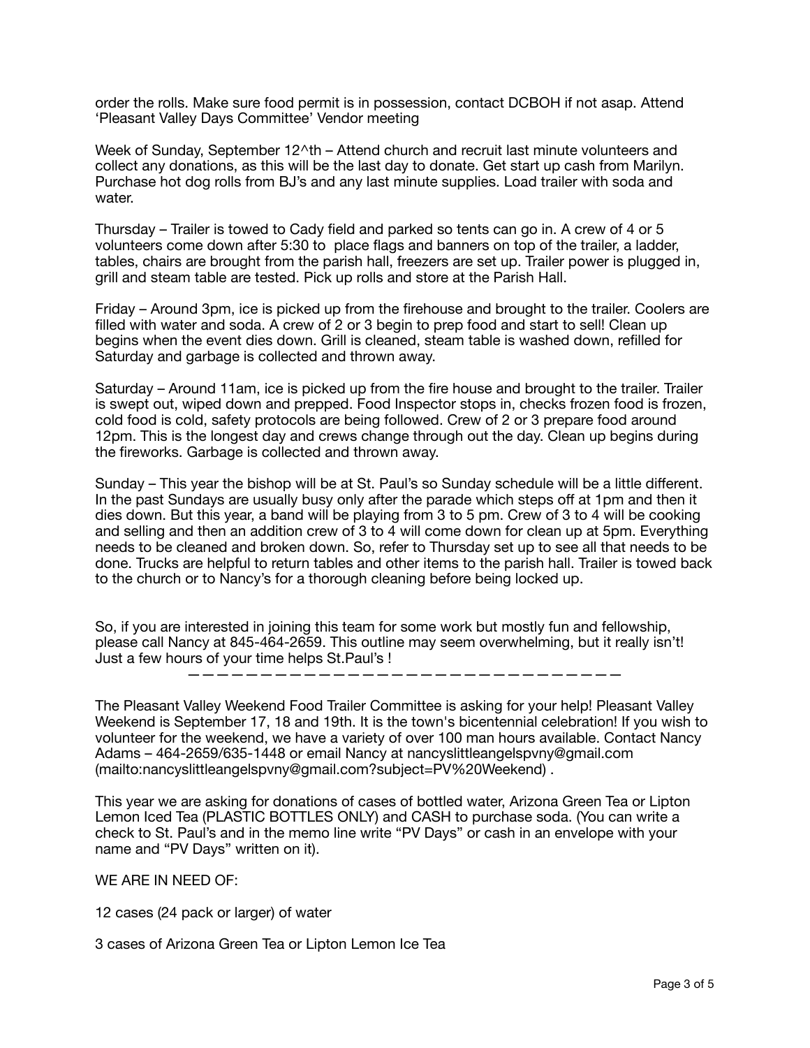order the rolls. Make sure food permit is in possession, contact DCBOH if not asap. Attend 'Pleasant Valley Days Committee' Vendor meeting

Week of Sunday, September 12^th – Attend church and recruit last minute volunteers and collect any donations, as this will be the last day to donate. Get start up cash from Marilyn. Purchase hot dog rolls from BJ's and any last minute supplies. Load trailer with soda and water.

Thursday – Trailer is towed to Cady field and parked so tents can go in. A crew of 4 or 5 volunteers come down after 5:30 to place flags and banners on top of the trailer, a ladder, tables, chairs are brought from the parish hall, freezers are set up. Trailer power is plugged in, grill and steam table are tested. Pick up rolls and store at the Parish Hall.

Friday – Around 3pm, ice is picked up from the firehouse and brought to the trailer. Coolers are filled with water and soda. A crew of 2 or 3 begin to prep food and start to sell! Clean up begins when the event dies down. Grill is cleaned, steam table is washed down, refilled for Saturday and garbage is collected and thrown away.

Saturday – Around 11am, ice is picked up from the fire house and brought to the trailer. Trailer is swept out, wiped down and prepped. Food Inspector stops in, checks frozen food is frozen, cold food is cold, safety protocols are being followed. Crew of 2 or 3 prepare food around 12pm. This is the longest day and crews change through out the day. Clean up begins during the fireworks. Garbage is collected and thrown away.

Sunday – This year the bishop will be at St. Paul's so Sunday schedule will be a little different. In the past Sundays are usually busy only after the parade which steps off at 1pm and then it dies down. But this year, a band will be playing from 3 to 5 pm. Crew of 3 to 4 will be cooking and selling and then an addition crew of 3 to 4 will come down for clean up at 5pm. Everything needs to be cleaned and broken down. So, refer to Thursday set up to see all that needs to be done. Trucks are helpful to return tables and other items to the parish hall. Trailer is towed back to the church or to Nancy's for a thorough cleaning before being locked up.

So, if you are interested in joining this team for some work but mostly fun and fellowship, please call Nancy at 845-464-2659. This outline may seem overwhelming, but it really isn't! Just a few hours of your time helps St.Paul's !

———————————————————————————————

The Pleasant Valley Weekend Food Trailer Committee is asking for your help! Pleasant Valley Weekend is September 17, 18 and 19th. It is the town's bicentennial celebration! If you wish to volunteer for the weekend, we have a variety of over 100 man hours available. Contact Nancy Adams – 464-2659/635-1448 or email Nancy at nancyslittleangelspvny@gmail.com (mailto:nancyslittleangelspvny@gmail.com?subject=PV%20Weekend) .

This year we are asking for donations of cases of bottled water, Arizona Green Tea or Lipton Lemon Iced Tea (PLASTIC BOTTLES ONLY) and CASH to purchase soda. (You can write a check to St. Paul's and in the memo line write "PV Days" or cash in an envelope with your name and "PV Days" written on it).

WE ARE IN NEED OF:

12 cases (24 pack or larger) of water

3 cases of Arizona Green Tea or Lipton Lemon Ice Tea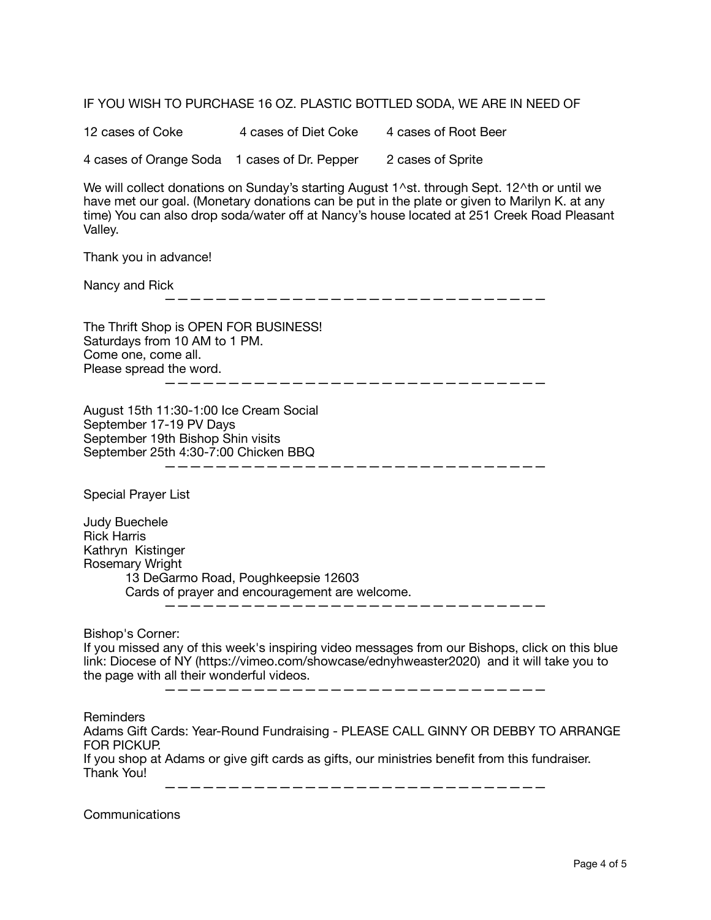IF YOU WISH TO PURCHASE 16 OZ. PLASTIC BOTTLED SODA, WE ARE IN NEED OF

12 cases of Coke    4 cases of Diet Coke    4 cases of Root Beer

4 cases of Orange Soda    1 cases of Dr. Pepper    2 cases of Sprite

We will collect donations on Sunday's starting August 1^st. through Sept. 12^th or until we have met our goal. (Monetary donations can be put in the plate or given to Marilyn K. at any time) You can also drop soda/water off at Nancy's house located at 251 Creek Road Pleasant Valley.

Thank you in advance!

Nancy and Rick

---

The Thrift Shop is OPEN FOR BUSINESS!
Saturdays from 10 AM to 1 PM.
Come one, come all.
Please spread the word.

---

August 15th 11:30-1:00 Ice Cream Social
September 17-19 PV Days
September 19th Bishop Shin visits
September 25th 4:30-7:00 Chicken BBQ

---

Special Prayer List

Judy Buechele
Rick Harris
Kathryn Kistinger
Rosemary Wright
    13 DeGarmo Road, Poughkeepsie 12603
    Cards of prayer and encouragement are welcome.

---

Bishop's Corner:
If you missed any of this week's inspiring video messages from our Bishops, click on this blue link: Diocese of NY (https://vimeo.com/showcase/ednyhweaster2020) and it will take you to the page with all their wonderful videos.

---

Reminders
Adams Gift Cards: Year-Round Fundraising - PLEASE CALL GINNY OR DEBBY TO ARRANGE FOR PICKUP.
If you shop at Adams or give gift cards as gifts, our ministries benefit from this fundraiser. Thank You!

---

Communications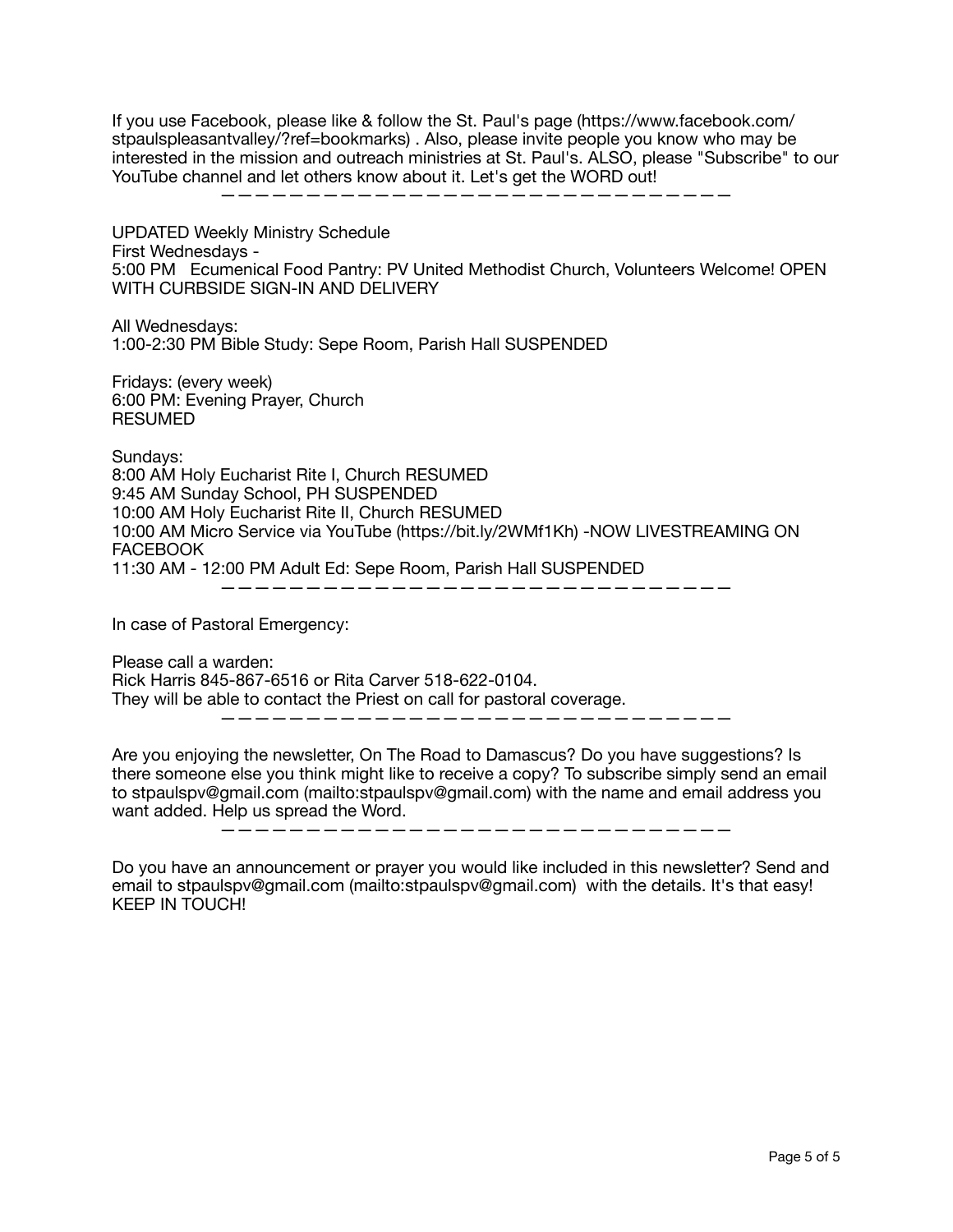If you use Facebook, please like & follow the St. Paul's page (https://www.facebook.com/stpaulspleasantvalley/?ref=bookmarks) . Also, please invite people you know who may be interested in the mission and outreach ministries at St. Paul's. ALSO, please "Subscribe" to our YouTube channel and let others know about it. Let's get the WORD out!

———————————————————————————————

UPDATED Weekly Ministry Schedule
First Wednesdays -
5:00 PM Ecumenical Food Pantry: PV United Methodist Church, Volunteers Welcome! OPEN WITH CURBSIDE SIGN-IN AND DELIVERY

All Wednesdays:
1:00-2:30 PM Bible Study: Sepe Room, Parish Hall SUSPENDED

Fridays: (every week)
6:00 PM: Evening Prayer, Church
RESUMED

Sundays:
8:00 AM Holy Eucharist Rite I, Church RESUMED
9:45 AM Sunday School, PH SUSPENDED
10:00 AM Holy Eucharist Rite II, Church RESUMED
10:00 AM Micro Service via YouTube (https://bit.ly/2WMf1Kh) -NOW LIVESTREAMING ON FACEBOOK
11:30 AM - 12:00 PM Adult Ed: Sepe Room, Parish Hall SUSPENDED

———————————————————————————————

In case of Pastoral Emergency:

Please call a warden:
Rick Harris 845-867-6516 or Rita Carver 518-622-0104.
They will be able to contact the Priest on call for pastoral coverage.

———————————————————————————————

Are you enjoying the newsletter, On The Road to Damascus? Do you have suggestions? Is there someone else you think might like to receive a copy? To subscribe simply send an email to stpaulspv@gmail.com (mailto:stpaulspv@gmail.com) with the name and email address you want added. Help us spread the Word.

———————————————————————————————

Do you have an announcement or prayer you would like included in this newsletter? Send and email to stpaulspv@gmail.com (mailto:stpaulspv@gmail.com) with the details. It's that easy! KEEP IN TOUCH!